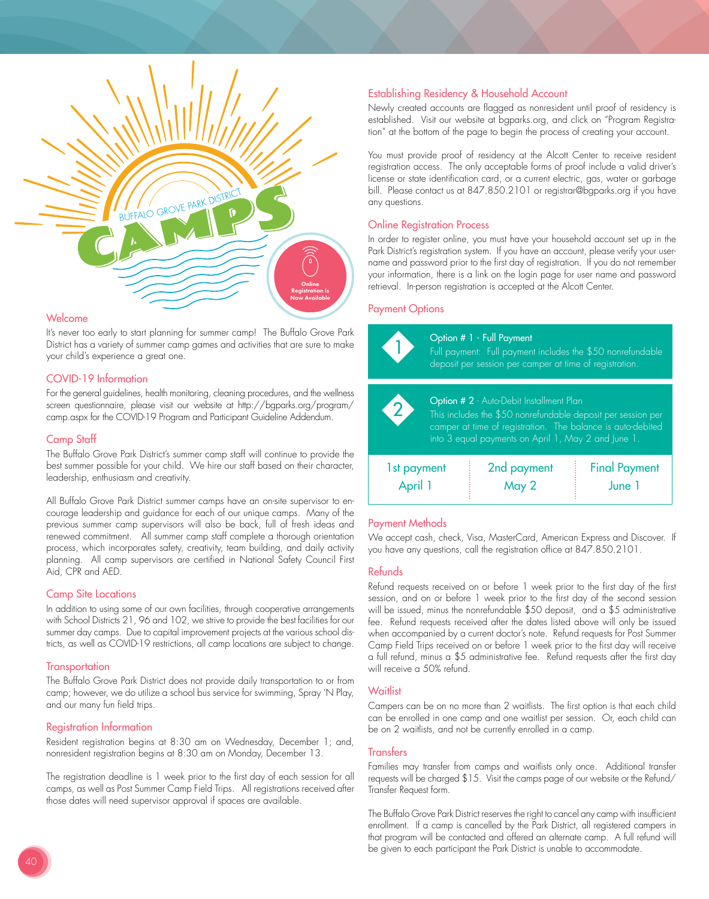# BUFFALO GROVE PARK DISTRICT CAMPS

Online Registration Is Now Available

## Welcome

It's never too early to start planning for summer camp! The Buffalo Grove Park District has a variety of summer camp games and activities that are sure to make your child's experience a great one.

## COVID-19 Information

For the general guidelines, health monitoring, cleaning procedures, and the wellness screen questionnaire, please visit our website at http://bgparks.org/program/camp.aspx for the COVID-19 Program and Participant Guideline Addendum.

## Camp Staff

The Buffalo Grove Park District's summer camp staff will continue to provide the best summer possible for your child. We hire our staff based on their character, leadership, enthusiasm and creativity.

All Buffalo Grove Park District summer camps have an on-site supervisor to encourage leadership and guidance for each of our unique camps. Many of the previous summer camp supervisors will also be back, full of fresh ideas and renewed commitment. All summer camp staff complete a thorough orientation process, which incorporates safety, creativity, team building, and daily activity planning. All camp supervisors are certified in National Safety Council First Aid, CPR and AED.

## Camp Site Locations

In addition to using some of our own facilities, through cooperative arrangements with School Districts 21, 96 and 102, we strive to provide the best facilities for our summer day camps. Due to capital improvement projects at the various school districts, as well as COVID-19 restrictions, all camp locations are subject to change.

## Transportation

The Buffalo Grove Park District does not provide daily transportation to or from camp; however, we do utilize a school bus service for swimming, Spray 'N Play, and our many fun field trips.

## Registration Information

Resident registration begins at 8:30 am on Wednesday, December 1; and, nonresident registration begins at 8:30 am on Monday, December 13.

The registration deadline is 1 week prior to the first day of each session for all camps, as well as Post Summer Camp Field Trips. All registrations received after those dates will need supervisor approval if spaces are available.

## Establishing Residency & Household Account

Newly created accounts are flagged as nonresident until proof of residency is established. Visit our website at bgparks.org, and click on "Program Registration" at the bottom of the page to begin the process of creating your account.

You must provide proof of residency at the Alcott Center to receive resident registration access. The only acceptable forms of proof include a valid driver's license or state identification card, or a current electric, gas, water or garbage bill. Please contact us at 847.850.2101 or registrar@bgparks.org if you have any questions.

## Online Registration Process

In order to register online, you must have your household account set up in the Park District's registration system. If you have an account, please verify your username and password prior to the first day of registration. If you do not remember your information, there is a link on the login page for user name and password retrieval. In-person registration is accepted at the Alcott Center.

## Payment Options

**1 — Option # 1 - Full Payment**
Full payment: Full payment includes the $50 nonrefundable deposit per session per camper at time of registration.

**2 — Option # 2 - Auto-Debit Installment Plan**
This includes the $50 nonrefundable deposit per session per camper at time of registration. The balance is auto-debited into 3 equal payments on April 1, May 2 and June 1.

| 1st payment | 2nd payment | Final Payment |
|---|---|---|
| April 1 | May 2 | June 1 |

## Payment Methods

We accept cash, check, Visa, MasterCard, American Express and Discover. If you have any questions, call the registration office at 847.850.2101.

## Refunds

Refund requests received on or before 1 week prior to the first day of the first session, and on or before 1 week prior to the first day of the second session will be issued, minus the nonrefundable $50 deposit, and a $5 administrative fee. Refund requests received after the dates listed above will only be issued when accompanied by a current doctor's note. Refund requests for Post Summer Camp Field Trips received on or before 1 week prior to the first day will receive a full refund, minus a $5 administrative fee. Refund requests after the first day will receive a 50% refund.

## Waitlist

Campers can be on no more than 2 waitlists. The first option is that each child can be enrolled in one camp and one waitlist per session. Or, each child can be on 2 waitlists, and not be currently enrolled in a camp.

## Transfers

Families may transfer from camps and waitlists only once. Additional transfer requests will be charged $15. Visit the camps page of our website or the Refund/Transfer Request form.

The Buffalo Grove Park District reserves the right to cancel any camp with insufficient enrollment. If a camp is cancelled by the Park District, all registered campers in that program will be contacted and offered an alternate camp. A full refund will be given to each participant the Park District is unable to accommodate.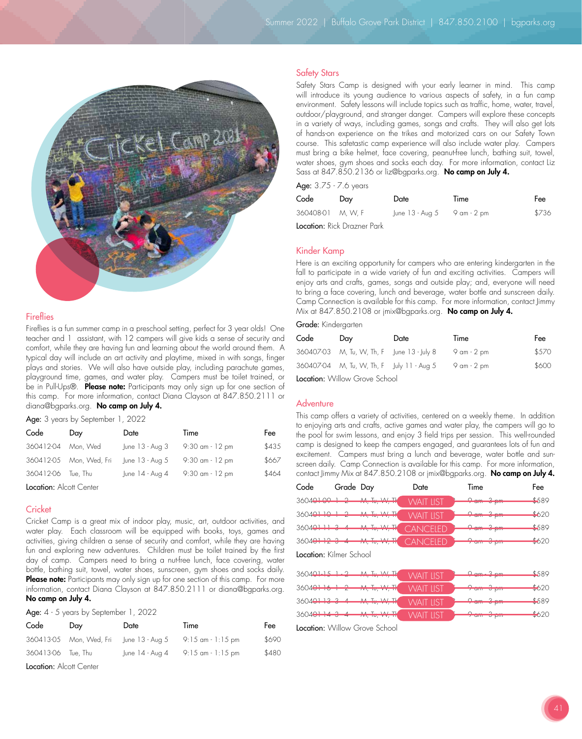## Fireflies

Fireflies is a fun summer camp in a preschool setting, perfect for 3 year olds! One teacher and 1 assistant, with 12 campers will give kids a sense of security and comfort, while they are having fun and learning about the world around them. A typical day will include an art activity and playtime, mixed in with songs, finger plays and stories. We will also have outside play, including parachute games, playground time, games, and water play. Campers must be toilet trained, or be in Pull-Ups®. **Please note:** Participants may only sign up for one section of this camp. For more information, contact Diana Clayson at 847.850.2111 or diana@bgparks.org. **No camp on July 4.**

**Age:** 3 years by September 1, 2022

| Code | Day | Date | Time | Fee |
|---|---|---|---|---|
| 360412-04 | Mon, Wed | June 13 - Aug 3 | 9:30 am - 12 pm | $435 |
| 360412-05 | Mon, Wed, Fri | June 13 - Aug 5 | 9:30 am - 12 pm | $667 |
| 360412-06 | Tue, Thu | June 14 - Aug 4 | 9:30 am - 12 pm | $464 |

**Location:** Alcott Center

## Cricket

Cricket Camp is a great mix of indoor play, music, art, outdoor activities, and water play. Each classroom will be equipped with books, toys, games and activities, giving children a sense of security and comfort, while they are having fun and exploring new adventures. Children must be toilet trained by the first day of camp. Campers need to bring a nut-free lunch, face covering, water bottle, bathing suit, towel, water shoes, sunscreen, gym shoes and socks daily. **Please note:** Participants may only sign up for one section of this camp. For more information, contact Diana Clayson at 847.850.2111 or diana@bgparks.org. **No camp on July 4.**

**Age:** 4 - 5 years by September 1, 2022

| Code | Day | Date | Time | Fee |
|---|---|---|---|---|
| 360413-05 | Mon, Wed, Fri | June 13 - Aug 5 | 9:15 am - 1:15 pm | $690 |
| 360413-06 | Tue, Thu | June 14 - Aug 4 | 9:15 am - 1:15 pm | $480 |

**Location:** Alcott Center

## Safety Stars

Safety Stars Camp is designed with your early learner in mind. This camp will introduce its young audience to various aspects of safety, in a fun camp environment. Safety lessons will include topics such as traffic, home, water, travel, outdoor/playground, and stranger danger. Campers will explore these concepts in a variety of ways, including games, songs and crafts. They will also get lots of hands-on experience on the trikes and motorized cars on our Safety Town course. This safetastic camp experience will also include water play. Campers must bring a bike helmet, face covering, peanut-free lunch, bathing suit, towel, water shoes, gym shoes and socks each day. For more information, contact Liz Sass at 847.850.2136 or liz@bgparks.org. **No camp on July 4.**

**Age:** 3.75 - 7.6 years

| Code | Day | Date | Time | Fee |
|---|---|---|---|---|
| 360408-01 | M, W, F | June 13 - Aug 5 | 9 am - 2 pm | $736 |

**Location:** Rick Drazner Park

## Kinder Kamp

Here is an exciting opportunity for campers who are entering kindergarten in the fall to participate in a wide variety of fun and exciting activities. Campers will enjoy arts and crafts, games, songs and outside play; and, everyone will need to bring a face covering, lunch and beverage, water bottle and sunscreen daily. Camp Connection is available for this camp. For more information, contact Jimmy Mix at 847.850.2108 or jmix@bgparks.org. **No camp on July 4.**

**Grade:** Kindergarten

| Code | Day | Date | Time | Fee |
|---|---|---|---|---|
| 360407-03 | M, Tu, W, Th, F | June 13 - July 8 | 9 am - 2 pm | $570 |
| 360407-04 | M, Tu, W, Th, F | July 11 - Aug 5 | 9 am - 2 pm | $600 |

**Location:** Willow Grove School

## Adventure

This camp offers a variety of activities, centered on a weekly theme. In addition to enjoying arts and crafts, active games and water play, the campers will go to the pool for swim lessons, and enjoy 3 field trips per session. This well-rounded camp is designed to keep the campers engaged, and guarantees lots of fun and excitement. Campers must bring a lunch and beverage, water bottle and sunscreen daily. Camp Connection is available for this camp. For more information, contact Jimmy Mix at 847.850.2108 or jmix@bgparks.org. **No camp on July 4.**

| Code | Grade | Day | Date | Time | Fee |
|---|---|---|---|---|---|
| ~~360401-09~~ | ~~1 - 2~~ | ~~M, Tu, W, Th~~ | WAIT LIST | ~~9 am - 3 pm~~ | ~~$589~~ |
| ~~360401-10~~ | ~~1 - 2~~ | ~~M, Tu, W, Th~~ | WAIT LIST | ~~9 am - 3 pm~~ | ~~$620~~ |
| ~~360401-11~~ | ~~3 - 4~~ | ~~M, Tu, W, Th~~ | CANCELED | ~~9 am - 3 pm~~ | ~~$589~~ |
| ~~360401-12~~ | ~~3 - 4~~ | ~~M, Tu, W, Th~~ | CANCELED | ~~9 am - 3 pm~~ | ~~$620~~ |

**Location:** Kilmer School

| Code | Grade | Day | Date | Time | Fee |
|---|---|---|---|---|---|
| ~~360401-15~~ | ~~1 - 2~~ | ~~M, Tu, W, Th~~ | WAIT LIST | ~~9 am - 3 pm~~ | ~~$589~~ |
| ~~360401-16~~ | ~~1 - 2~~ | ~~M, Tu, W, Th~~ | WAIT LIST | ~~9 am - 3 pm~~ | ~~$620~~ |
| ~~360401-13~~ | ~~3 - 4~~ | ~~M, Tu, W, Th~~ | WAIT LIST | ~~9 am - 3 pm~~ | ~~$589~~ |
| ~~360401-14~~ | ~~3 - 4~~ | ~~M, Tu, W, Th~~ | WAIT LIST | ~~9 am - 3 pm~~ | ~~$620~~ |

**Location:** Willow Grove School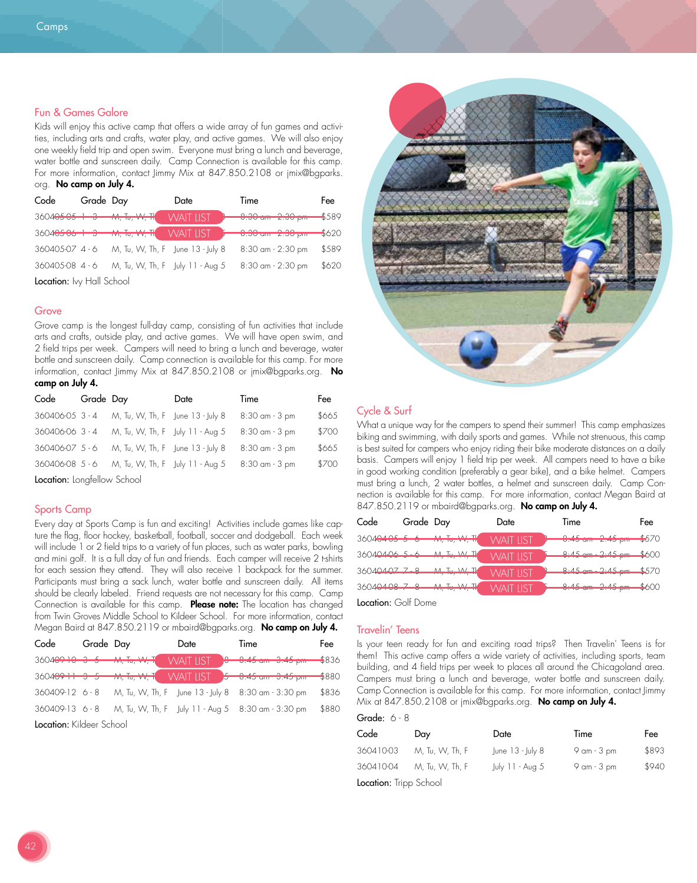## Fun & Games Galore

Kids will enjoy this active camp that offers a wide array of fun games and activities, including arts and crafts, water play, and active games. We will also enjoy one weekly field trip and open swim. Everyone must bring a lunch and beverage, water bottle and sunscreen daily. Camp Connection is available for this camp. For more information, contact Jimmy Mix at 847.850.2108 or jmix@bgparks.org. **No camp on July 4.**

| Code | Grade | Day | Date | Time | Fee |
|---|---|---|---|---|---|
| ~~360405-05~~ | ~~1 - 3~~ | ~~M, Tu, W, Th~~ | WAIT LIST | ~~8:30 am - 2:30 pm~~ | ~~$589~~ |
| ~~360405-06~~ | ~~1 - 3~~ | ~~M, Tu, W, Th~~ | WAIT LIST | ~~8:30 am - 2:30 pm~~ | ~~$620~~ |
| 360405-07 | 4 - 6 | M, Tu, W, Th, F | June 13 - July 8 | 8:30 am - 2:30 pm | $589 |
| 360405-08 | 4 - 6 | M, Tu, W, Th, F | July 11 - Aug 5 | 8:30 am - 2:30 pm | $620 |

**Location:** Ivy Hall School

## Grove

Grove camp is the longest full-day camp, consisting of fun activities that include arts and crafts, outside play, and active games. We will have open swim, and 2 field trips per week. Campers will need to bring a lunch and beverage, water bottle and sunscreen daily. Camp connection is available for this camp. For more information, contact Jimmy Mix at 847.850.2108 or jmix@bgparks.org. **No camp on July 4.**

| Code | Grade | Day | Date | Time | Fee |
|---|---|---|---|---|---|
| 360406-05 | 3 - 4 | M, Tu, W, Th, F | June 13 - July 8 | 8:30 am - 3 pm | $665 |
| 360406-06 | 3 - 4 | M, Tu, W, Th, F | July 11 - Aug 5 | 8:30 am - 3 pm | $700 |
| 360406-07 | 5 - 6 | M, Tu, W, Th, F | June 13 - July 8 | 8:30 am - 3 pm | $665 |
| 360406-08 | 5 - 6 | M, Tu, W, Th, F | July 11 - Aug 5 | 8:30 am - 3 pm | $700 |

**Location:** Longfellow School

## Sports Camp

Every day at Sports Camp is fun and exciting! Activities include games like capture the flag, floor hockey, basketball, football, soccer and dodgeball. Each week will include 1 or 2 field trips to a variety of fun places, such as water parks, bowling and mini golf. It is a full day of fun and friends. Each camper will receive 2 t-shirts for each session they attend. They will also receive 1 backpack for the summer. Participants must bring a sack lunch, water bottle and sunscreen daily. All items should be clearly labeled. Friend requests are not necessary for this camp. Camp Connection is available for this camp. **Please note:** The location has changed from Twin Groves Middle School to Kildeer School. For more information, contact Megan Baird at 847.850.2119 or mbaird@bgparks.org. **No camp on July 4.**

| Code | Grade | Day | Date | Time | Fee |
|---|---|---|---|---|---|
| ~~360409-10~~ | ~~3 - 5~~ | ~~M, Tu, W, T~~ | WAIT LIST | ~~8:45 am - 3:45 pm~~ | ~~$836~~ |
| ~~360409-11~~ | ~~3 - 5~~ | ~~M, Tu, W, T~~ | WAIT LIST | ~~8:45 am - 3:45 pm~~ | ~~$880~~ |
| 360409-12 | 6 - 8 | M, Tu, W, Th, F | June 13 - July 8 | 8:30 am - 3:30 pm | $836 |
| 360409-13 | 6 - 8 | M, Tu, W, Th, F | July 11 - Aug 5 | 8:30 am - 3:30 pm | $880 |

**Location:** Kildeer School

## Cycle & Surf

What a unique way for the campers to spend their summer! This camp emphasizes biking and swimming, with daily sports and games. While not strenuous, this camp is best suited for campers who enjoy riding their bike moderate distances on a daily basis. Campers will enjoy 1 field trip per week. All campers need to have a bike in good working condition (preferably a gear bike), and a bike helmet. Campers must bring a lunch, 2 water bottles, a helmet and sunscreen daily. Camp Connection is available for this camp. For more information, contact Megan Baird at 847.850.2119 or mbaird@bgparks.org. **No camp on July 4.**

| Code | Grade | Day | Date | Time | Fee |
|---|---|---|---|---|---|
| ~~360404-05~~ | ~~5 - 6~~ | ~~M, Tu, W, Th~~ | WAIT LIST | ~~8:45 am - 2:45 pm~~ | ~~$570~~ |
| ~~360404-06~~ | ~~5 - 6~~ | ~~M, Tu, W, Th~~ | WAIT LIST | ~~8:45 am - 2:45 pm~~ | ~~$600~~ |
| ~~360404-07~~ | ~~7 - 8~~ | ~~M, Tu, W, Th~~ | WAIT LIST | ~~8:45 am - 2:45 pm~~ | ~~$570~~ |
| ~~360404-08~~ | ~~7 - 8~~ | ~~M, Tu, W, Th~~ | WAIT LIST | ~~8:45 am - 2:45 pm~~ | ~~$600~~ |

**Location:** Golf Dome

## Travelin' Teens

Is your teen ready for fun and exciting road trips? Then Travelin' Teens is for them! This active camp offers a wide variety of activities, including sports, team building, and 4 field trips per week to places all around the Chicagoland area. Campers must bring a lunch and beverage, water bottle and sunscreen daily. Camp Connection is available for this camp. For more information, contact Jimmy Mix at 847.850.2108 or jmix@bgparks.org. **No camp on July 4.**

**Grade:** 6 - 8

| Code | Day | Date | Time | Fee |
|---|---|---|---|---|
| 360410-03 | M, Tu, W, Th, F | June 13 - July 8 | 9 am - 3 pm | $893 |
| 360410-04 | M, Tu, W, Th, F | July 11 - Aug 5 | 9 am - 3 pm | $940 |

**Location:** Tripp School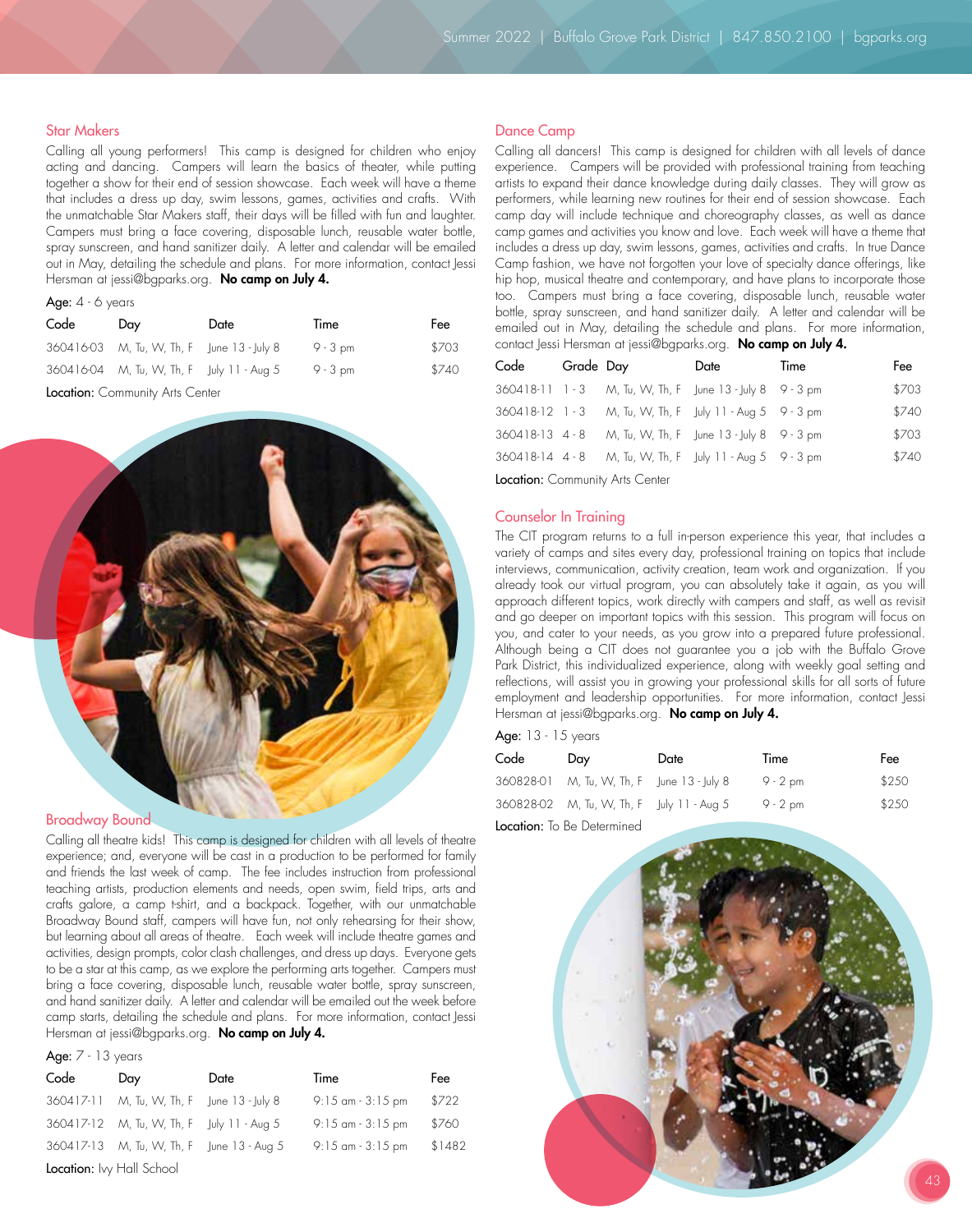## Star Makers

Calling all young performers! This camp is designed for children who enjoy acting and dancing. Campers will learn the basics of theater, while putting together a show for their end of session showcase. Each week will have a theme that includes a dress up day, swim lessons, games, activities and crafts. With the unmatchable Star Makers staff, their days will be filled with fun and laughter. Campers must bring a face covering, disposable lunch, reusable water bottle, spray sunscreen, and hand sanitizer daily. A letter and calendar will be emailed out in May, detailing the schedule and plans. For more information, contact Jessi Hersman at jessi@bgparks.org. **No camp on July 4.**

**Age:** 4 - 6 years

| Code | Day | Date | Time | Fee |
|---|---|---|---|---|
| 360416-03 | M, Tu, W, Th, F | June 13 - July 8 | 9 - 3 pm | $703 |
| 360416-04 | M, Tu, W, Th, F | July 11 - Aug 5 | 9 - 3 pm | $740 |

**Location:** Community Arts Center

## Broadway Bound

Calling all theatre kids! This camp is designed for children with all levels of theatre experience; and, everyone will be cast in a production to be performed for family and friends the last week of camp. The fee includes instruction from professional teaching artists, production elements and needs, open swim, field trips, arts and crafts galore, a camp t-shirt, and a backpack. Together, with our unmatchable Broadway Bound staff, campers will have fun, not only rehearsing for their show, but learning about all areas of theatre. Each week will include theatre games and activities, design prompts, color clash challenges, and dress up days. Everyone gets to be a star at this camp, as we explore the performing arts together. Campers must bring a face covering, disposable lunch, reusable water bottle, spray sunscreen, and hand sanitizer daily. A letter and calendar will be emailed out the week before camp starts, detailing the schedule and plans. For more information, contact Jessi Hersman at jessi@bgparks.org. **No camp on July 4.**

**Age:** 7 - 13 years

| Code | Day | Date | Time | Fee |
|---|---|---|---|---|
| 360417-11 | M, Tu, W, Th, F | June 13 - July 8 | 9:15 am - 3:15 pm | $722 |
| 360417-12 | M, Tu, W, Th, F | July 11 - Aug 5 | 9:15 am - 3:15 pm | $760 |
| 360417-13 | M, Tu, W, Th, F | June 13 - Aug 5 | 9:15 am - 3:15 pm | $1482 |

**Location:** Ivy Hall School

## Dance Camp

Calling all dancers! This camp is designed for children with all levels of dance experience. Campers will be provided with professional training from teaching artists to expand their dance knowledge during daily classes. They will grow as performers, while learning new routines for their end of session showcase. Each camp day will include technique and choreography classes, as well as dance camp games and activities you know and love. Each week will have a theme that includes a dress up day, swim lessons, games, activities and crafts. In true Dance Camp fashion, we have not forgotten your love of specialty dance offerings, like hip hop, musical theatre and contemporary, and have plans to incorporate those too. Campers must bring a face covering, disposable lunch, reusable water bottle, spray sunscreen, and hand sanitizer daily. A letter and calendar will be emailed out in May, detailing the schedule and plans. For more information, contact Jessi Hersman at jessi@bgparks.org. **No camp on July 4.**

| Code | Grade | Day | Date | Time | Fee |
|---|---|---|---|---|---|
| 360418-11 | 1 - 3 | M, Tu, W, Th, F | June 13 - July 8 | 9 - 3 pm | $703 |
| 360418-12 | 1 - 3 | M, Tu, W, Th, F | July 11 - Aug 5 | 9 - 3 pm | $740 |
| 360418-13 | 4 - 8 | M, Tu, W, Th, F | June 13 - July 8 | 9 - 3 pm | $703 |
| 360418-14 | 4 - 8 | M, Tu, W, Th, F | July 11 - Aug 5 | 9 - 3 pm | $740 |

**Location:** Community Arts Center

## Counselor In Training

The CIT program returns to a full in-person experience this year, that includes a variety of camps and sites every day, professional training on topics that include interviews, communication, activity creation, team work and organization. If you already took our virtual program, you can absolutely take it again, as you will approach different topics, work directly with campers and staff, as well as revisit and go deeper on important topics with this session. This program will focus on you, and cater to your needs, as you grow into a prepared future professional. Although being a CIT does not guarantee you a job with the Buffalo Grove Park District, this individualized experience, along with weekly goal setting and reflections, will assist you in growing your professional skills for all sorts of future employment and leadership opportunities. For more information, contact Jessi Hersman at jessi@bgparks.org. **No camp on July 4.**

**Age:** 13 - 15 years

| Code | Day | Date | Time | Fee |
|---|---|---|---|---|
| 360828-01 | M, Tu, W, Th, F | June 13 - July 8 | 9 - 2 pm | $250 |
| 360828-02 | M, Tu, W, Th, F | July 11 - Aug 5 | 9 - 2 pm | $250 |

**Location:** To Be Determined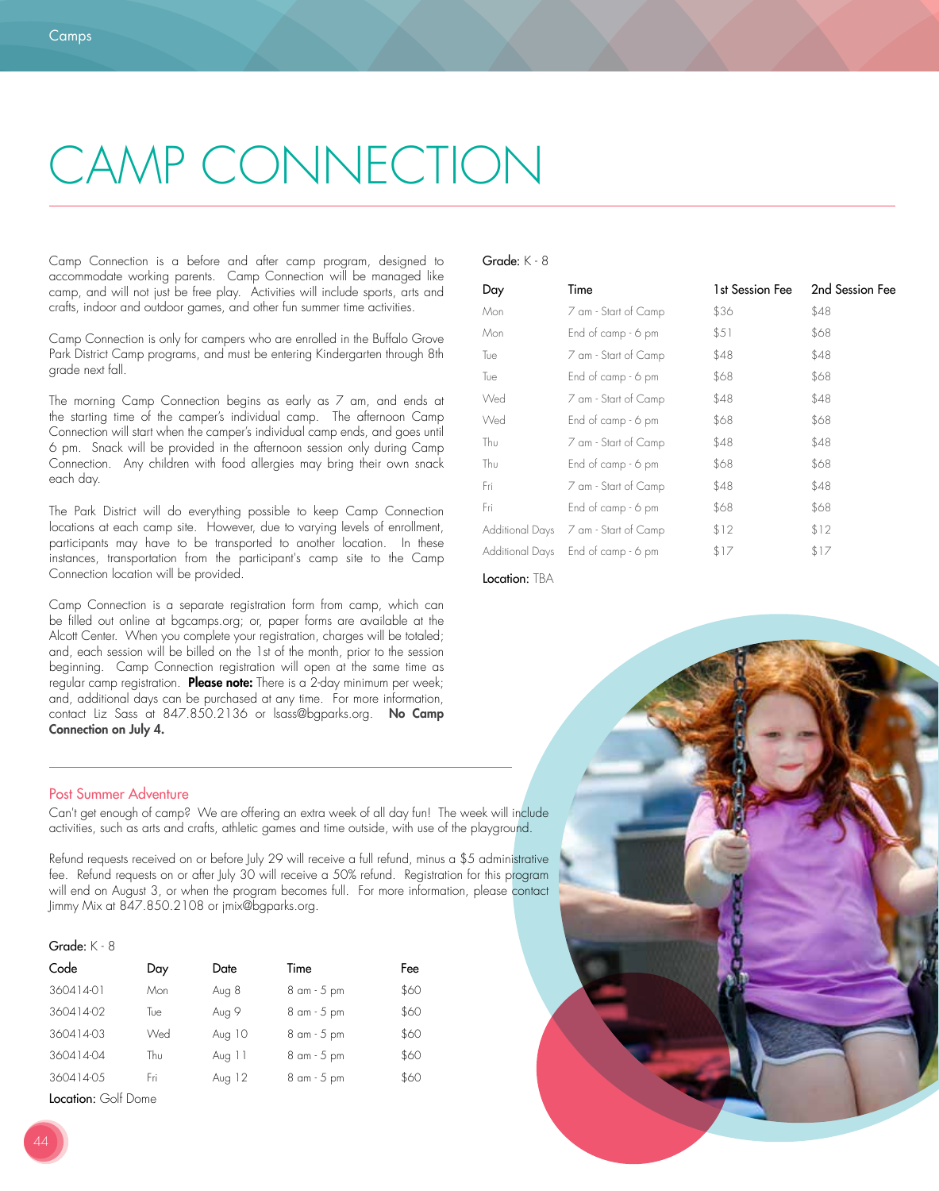# CAMP CONNECTION

Camp Connection is a before and after camp program, designed to accommodate working parents. Camp Connection will be managed like camp, and will not just be free play. Activities will include sports, arts and crafts, indoor and outdoor games, and other fun summer time activities.

Camp Connection is only for campers who are enrolled in the Buffalo Grove Park District Camp programs, and must be entering Kindergarten through 8th grade next fall.

The morning Camp Connection begins as early as 7 am, and ends at the starting time of the camper's individual camp. The afternoon Camp Connection will start when the camper's individual camp ends, and goes until 6 pm. Snack will be provided in the afternoon session only during Camp Connection. Any children with food allergies may bring their own snack each day.

The Park District will do everything possible to keep Camp Connection locations at each camp site. However, due to varying levels of enrollment, participants may have to be transported to another location. In these instances, transportation from the participant's camp site to the Camp Connection location will be provided.

Camp Connection is a separate registration form from camp, which can be filled out online at bgcamps.org; or, paper forms are available at the Alcott Center. When you complete your registration, charges will be totaled; and, each session will be billed on the 1st of the month, prior to the session beginning. Camp Connection registration will open at the same time as regular camp registration. **Please note:** There is a 2-day minimum per week; and, additional days can be purchased at any time. For more information, contact Liz Sass at 847.850.2136 or lsass@bgparks.org. **No Camp Connection on July 4.**

**Grade:** K - 8

| Day | Time | 1st Session Fee | 2nd Session Fee |
|---|---|---|---|
| Mon | 7 am - Start of Camp | $36 | $48 |
| Mon | End of camp - 6 pm | $51 | $68 |
| Tue | 7 am - Start of Camp | $48 | $48 |
| Tue | End of camp - 6 pm | $68 | $68 |
| Wed | 7 am - Start of Camp | $48 | $48 |
| Wed | End of camp - 6 pm | $68 | $68 |
| Thu | 7 am - Start of Camp | $48 | $48 |
| Thu | End of camp - 6 pm | $68 | $68 |
| Fri | 7 am - Start of Camp | $48 | $48 |
| Fri | End of camp - 6 pm | $68 | $68 |
| Additional Days | 7 am - Start of Camp | $12 | $12 |
| Additional Days | End of camp - 6 pm | $17 | $17 |

**Location:** TBA

## Post Summer Adventure

Can't get enough of camp? We are offering an extra week of all day fun! The week will include activities, such as arts and crafts, athletic games and time outside, with use of the playground.

Refund requests received on or before July 29 will receive a full refund, minus a $5 administrative fee. Refund requests on or after July 30 will receive a 50% refund. Registration for this program will end on August 3, or when the program becomes full. For more information, please contact Jimmy Mix at 847.850.2108 or jmix@bgparks.org.

**Grade:** K - 8

| Code | Day | Date | Time | Fee |
|---|---|---|---|---|
| 360414-01 | Mon | Aug 8 | 8 am - 5 pm | $60 |
| 360414-02 | Tue | Aug 9 | 8 am - 5 pm | $60 |
| 360414-03 | Wed | Aug 10 | 8 am - 5 pm | $60 |
| 360414-04 | Thu | Aug 11 | 8 am - 5 pm | $60 |
| 360414-05 | Fri | Aug 12 | 8 am - 5 pm | $60 |

**Location:** Golf Dome